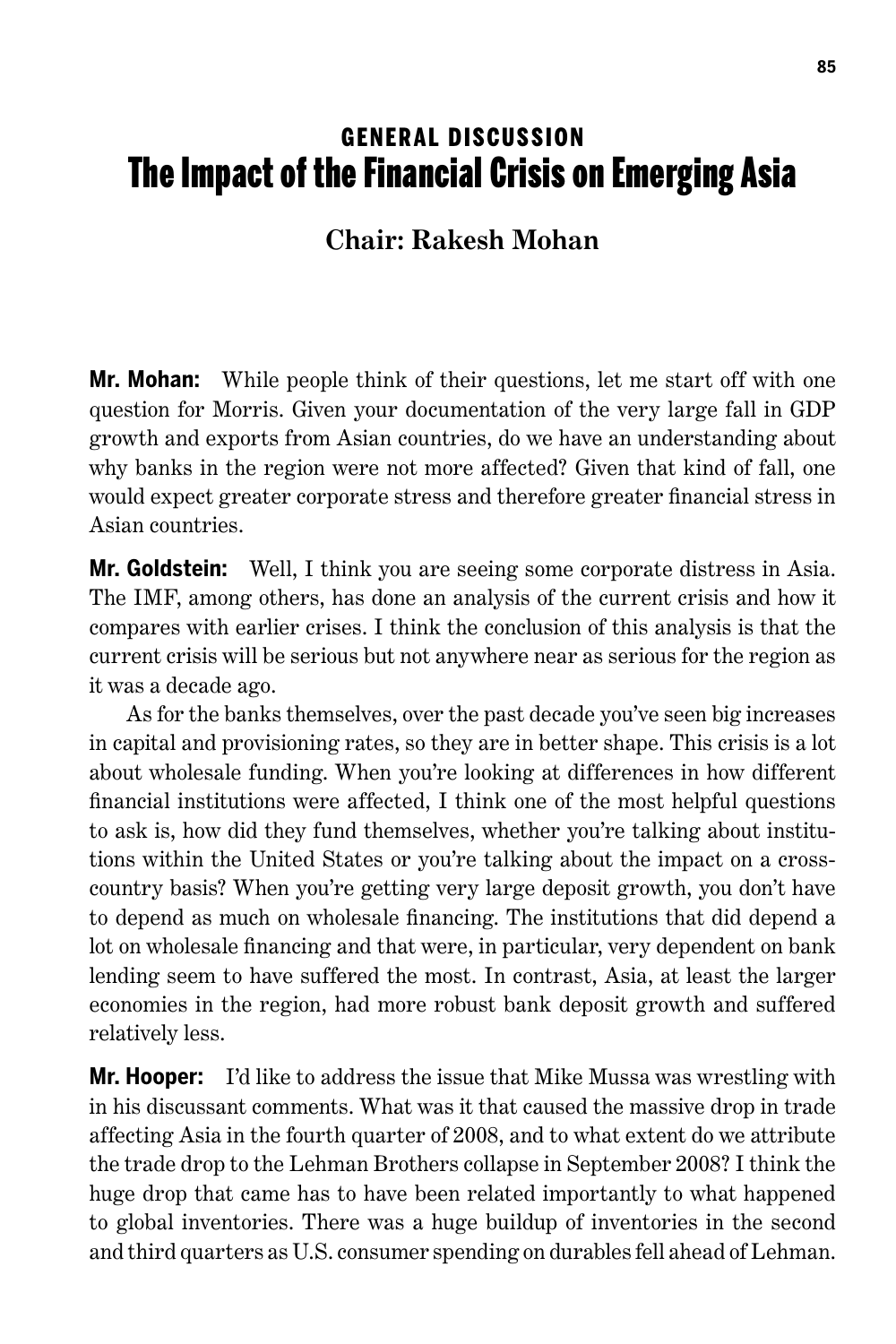## GENERAL DISCUSSION

# The Impact of the Financial Crisis on Emerging Asia

### Chair: Rakesh Mohan

**Mr. Mohan:** While people think of their questions, let me start off with one question for Morris. Given your documentation of the very large fall in GDP growth and exports from Asian countries, do we have an understanding about why banks in the region were not more affected? Given that kind of fall, one would expect greater corporate stress and therefore greater financial stress in Asian countries.

**Mr. Goldstein:** Well, I think you are seeing some corporate distress in Asia. The IMF, among others, has done an analysis of the current crisis and how it compares with earlier crises. I think the conclusion of this analysis is that the current crisis will be serious but not anywhere near as serious for the region as it was a decade ago.

As for the banks themselves, over the past decade you've seen big increases in capital and provisioning rates, so they are in better shape. This crisis is a lot about wholesale funding. When you're looking at differences in how different financial institutions were affected, I think one of the most helpful questions to ask is, how did they fund themselves, whether you're talking about institutions within the United States or you're talking about the impact on a cross-country basis? When you're getting very large deposit growth, you don't have to depend as much on wholesale financing. The institutions that did depend a lot on wholesale financing and that were, in particular, very dependent on bank lending seem to have suffered the most. In contrast, Asia, at least the larger economies in the region, had more robust bank deposit growth and suffered relatively less.

**Mr. Hooper:** I'd like to address the issue that Mike Mussa was wrestling with in his discussant comments. What was it that caused the massive drop in trade affecting Asia in the fourth quarter of 2008, and to what extent do we attribute the trade drop to the Lehman Brothers collapse in September 2008? I think the huge drop that came has to have been related importantly to what happened to global inventories. There was a huge buildup of inventories in the second and third quarters as U.S. consumer spending on durables fell ahead of Lehman.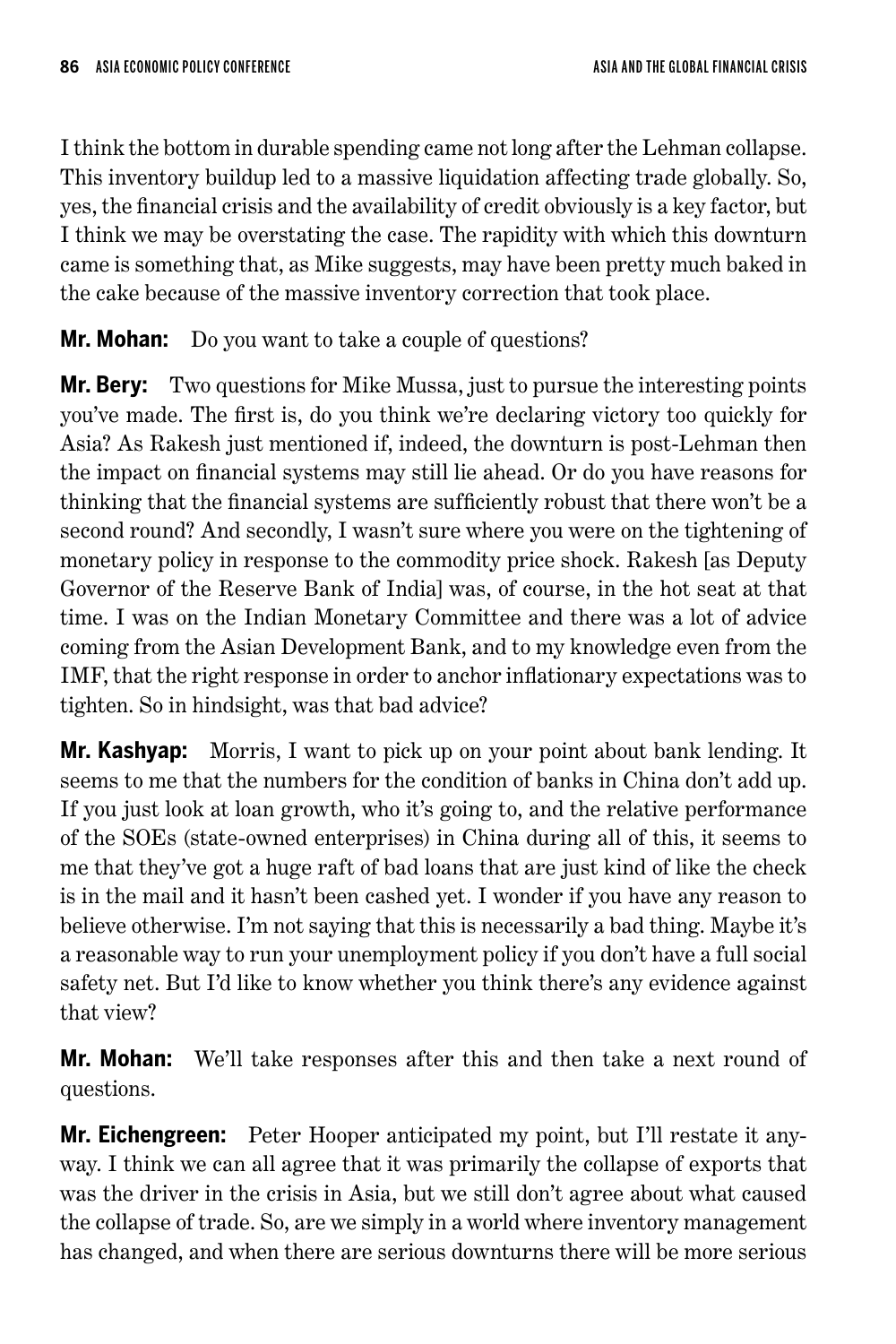I think the bottom in durable spending came not long after the Lehman collapse. This inventory buildup led to a massive liquidation affecting trade globally. So, yes, the financial crisis and the availability of credit obviously is a key factor, but I think we may be overstating the case. The rapidity with which this downturn came is something that, as Mike suggests, may have been pretty much baked in the cake because of the massive inventory correction that took place.

**Mr. Mohan:** Do you want to take a couple of questions?

**Mr. Bery:** Two questions for Mike Mussa, just to pursue the interesting points you've made. The first is, do you think we're declaring victory too quickly for Asia? As Rakesh just mentioned if, indeed, the downturn is post-Lehman then the impact on financial systems may still lie ahead. Or do you have reasons for thinking that the financial systems are sufficiently robust that there won't be a second round? And secondly, I wasn't sure where you were on the tightening of monetary policy in response to the commodity price shock. Rakesh [as Deputy Governor of the Reserve Bank of India] was, of course, in the hot seat at that time. I was on the Indian Monetary Committee and there was a lot of advice coming from the Asian Development Bank, and to my knowledge even from the IMF, that the right response in order to anchor inflationary expectations was to tighten. So in hindsight, was that bad advice?

**Mr. Kashyap:** Morris, I want to pick up on your point about bank lending. It seems to me that the numbers for the condition of banks in China don't add up. If you just look at loan growth, who it's going to, and the relative performance of the SOEs (state-owned enterprises) in China during all of this, it seems to me that they've got a huge raft of bad loans that are just kind of like the check is in the mail and it hasn't been cashed yet. I wonder if you have any reason to believe otherwise. I'm not saying that this is necessarily a bad thing. Maybe it's a reasonable way to run your unemployment policy if you don't have a full social safety net. But I'd like to know whether you think there's any evidence against that view?

**Mr. Mohan:** We'll take responses after this and then take a next round of questions.

**Mr. Eichengreen:** Peter Hooper anticipated my point, but I'll restate it anyway. I think we can all agree that it was primarily the collapse of exports that was the driver in the crisis in Asia, but we still don't agree about what caused the collapse of trade. So, are we simply in a world where inventory management has changed, and when there are serious downturns there will be more serious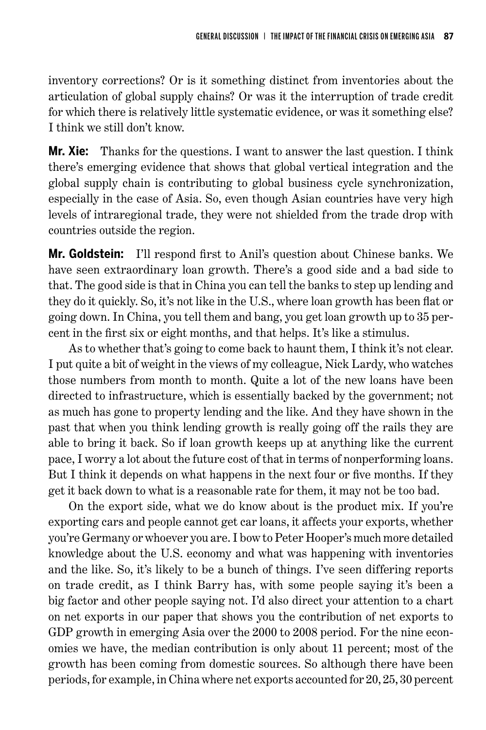inventory corrections? Or is it something distinct from inventories about the articulation of global supply chains? Or was it the interruption of trade credit for which there is relatively little systematic evidence, or was it something else? I think we still don't know.

**Mr. Xie:** Thanks for the questions. I want to answer the last question. I think there's emerging evidence that shows that global vertical integration and the global supply chain is contributing to global business cycle synchronization, especially in the case of Asia. So, even though Asian countries have very high levels of intraregional trade, they were not shielded from the trade drop with countries outside the region.

**Mr. Goldstein:** I'll respond first to Anil's question about Chinese banks. We have seen extraordinary loan growth. There's a good side and a bad side to that. The good side is that in China you can tell the banks to step up lending and they do it quickly. So, it's not like in the U.S., where loan growth has been flat or going down. In China, you tell them and bang, you get loan growth up to 35 percent in the first six or eight months, and that helps. It's like a stimulus.

As to whether that's going to come back to haunt them, I think it's not clear. I put quite a bit of weight in the views of my colleague, Nick Lardy, who watches those numbers from month to month. Quite a lot of the new loans have been directed to infrastructure, which is essentially backed by the government; not as much has gone to property lending and the like. And they have shown in the past that when you think lending growth is really going off the rails they are able to bring it back. So if loan growth keeps up at anything like the current pace, I worry a lot about the future cost of that in terms of nonperforming loans. But I think it depends on what happens in the next four or five months. If they get it back down to what is a reasonable rate for them, it may not be too bad.

On the export side, what we do know about is the product mix. If you're exporting cars and people cannot get car loans, it affects your exports, whether you're Germany or whoever you are. I bow to Peter Hooper's much more detailed knowledge about the U.S. economy and what was happening with inventories and the like. So, it's likely to be a bunch of things. I've seen differing reports on trade credit, as I think Barry has, with some people saying it's been a big factor and other people saying not. I'd also direct your attention to a chart on net exports in our paper that shows you the contribution of net exports to GDP growth in emerging Asia over the 2000 to 2008 period. For the nine economies we have, the median contribution is only about 11 percent; most of the growth has been coming from domestic sources. So although there have been periods, for example, in China where net exports accounted for 20, 25, 30 percent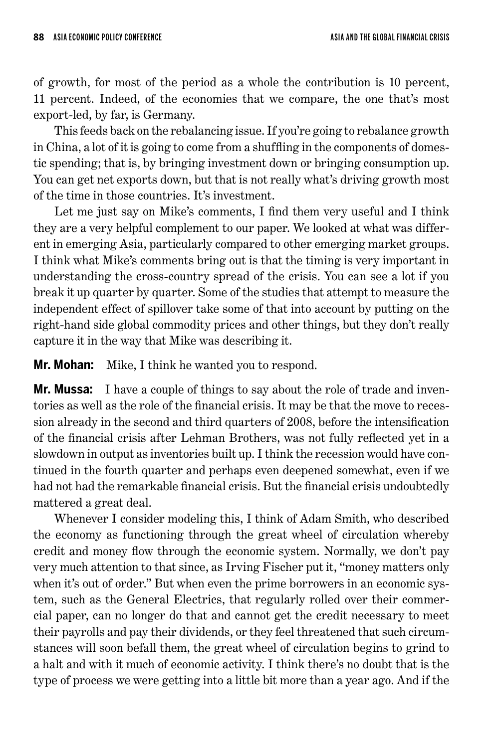of growth, for most of the period as a whole the contribution is 10 percent, 11 percent. Indeed, of the economies that we compare, the one that's most export-led, by far, is Germany.

This feeds back on the rebalancing issue. If you're going to rebalance growth in China, a lot of it is going to come from a shuffling in the components of domestic spending; that is, by bringing investment down or bringing consumption up. You can get net exports down, but that is not really what's driving growth most of the time in those countries. It's investment.

Let me just say on Mike's comments, I find them very useful and I think they are a very helpful complement to our paper. We looked at what was different in emerging Asia, particularly compared to other emerging market groups. I think what Mike's comments bring out is that the timing is very important in understanding the cross-country spread of the crisis. You can see a lot if you break it up quarter by quarter. Some of the studies that attempt to measure the independent effect of spillover take some of that into account by putting on the right-hand side global commodity prices and other things, but they don't really capture it in the way that Mike was describing it.

**Mr. Mohan:** Mike, I think he wanted you to respond.

**Mr. Mussa:** I have a couple of things to say about the role of trade and inventories as well as the role of the financial crisis. It may be that the move to recession already in the second and third quarters of 2008, before the intensification of the financial crisis after Lehman Brothers, was not fully reflected yet in a slowdown in output as inventories built up. I think the recession would have continued in the fourth quarter and perhaps even deepened somewhat, even if we had not had the remarkable financial crisis. But the financial crisis undoubtedly mattered a great deal.

Whenever I consider modeling this, I think of Adam Smith, who described the economy as functioning through the great wheel of circulation whereby credit and money flow through the economic system. Normally, we don't pay very much attention to that since, as Irving Fischer put it, "money matters only when it's out of order." But when even the prime borrowers in an economic system, such as the General Electrics, that regularly rolled over their commercial paper, can no longer do that and cannot get the credit necessary to meet their payrolls and pay their dividends, or they feel threatened that such circumstances will soon befall them, the great wheel of circulation begins to grind to a halt and with it much of economic activity. I think there's no doubt that is the type of process we were getting into a little bit more than a year ago. And if the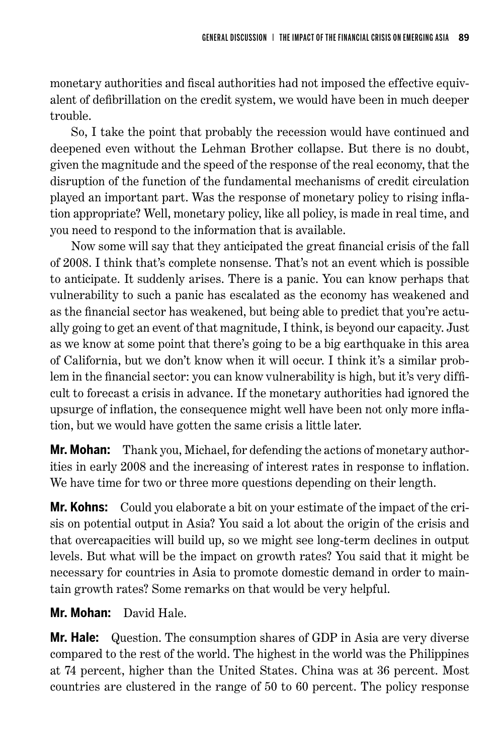monetary authorities and fiscal authorities had not imposed the effective equivalent of defibrillation on the credit system, we would have been in much deeper trouble.

So, I take the point that probably the recession would have continued and deepened even without the Lehman Brother collapse. But there is no doubt, given the magnitude and the speed of the response of the real economy, that the disruption of the function of the fundamental mechanisms of credit circulation played an important part. Was the response of monetary policy to rising inflation appropriate? Well, monetary policy, like all policy, is made in real time, and you need to respond to the information that is available.

Now some will say that they anticipated the great financial crisis of the fall of 2008. I think that's complete nonsense. That's not an event which is possible to anticipate. It suddenly arises. There is a panic. You can know perhaps that vulnerability to such a panic has escalated as the economy has weakened and as the financial sector has weakened, but being able to predict that you're actually going to get an event of that magnitude, I think, is beyond our capacity. Just as we know at some point that there's going to be a big earthquake in this area of California, but we don't know when it will occur. I think it's a similar problem in the financial sector: you can know vulnerability is high, but it's very difficult to forecast a crisis in advance. If the monetary authorities had ignored the upsurge of inflation, the consequence might well have been not only more inflation, but we would have gotten the same crisis a little later.

**Mr. Mohan:** Thank you, Michael, for defending the actions of monetary authorities in early 2008 and the increasing of interest rates in response to inflation. We have time for two or three more questions depending on their length.

**Mr. Kohns:** Could you elaborate a bit on your estimate of the impact of the crisis on potential output in Asia? You said a lot about the origin of the crisis and that overcapacities will build up, so we might see long-term declines in output levels. But what will be the impact on growth rates? You said that it might be necessary for countries in Asia to promote domestic demand in order to maintain growth rates? Some remarks on that would be very helpful.

**Mr. Mohan:** David Hale.

**Mr. Hale:** Question. The consumption shares of GDP in Asia are very diverse compared to the rest of the world. The highest in the world was the Philippines at 74 percent, higher than the United States. China was at 36 percent. Most countries are clustered in the range of 50 to 60 percent. The policy response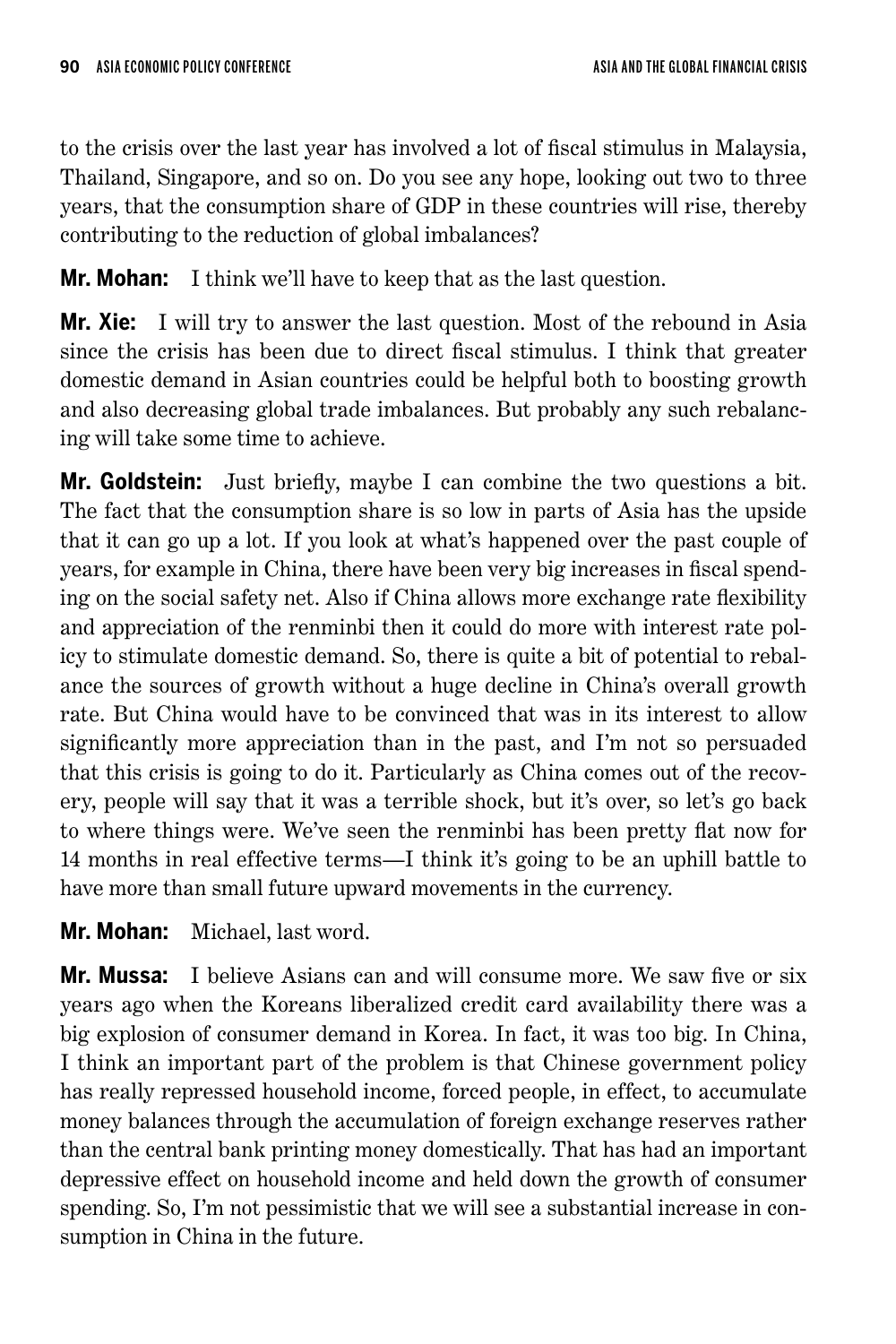to the crisis over the last year has involved a lot of fiscal stimulus in Malaysia, Thailand, Singapore, and so on. Do you see any hope, looking out two to three years, that the consumption share of GDP in these countries will rise, thereby contributing to the reduction of global imbalances?

**Mr. Mohan:** I think we'll have to keep that as the last question.

**Mr. Xie:** I will try to answer the last question. Most of the rebound in Asia since the crisis has been due to direct fiscal stimulus. I think that greater domestic demand in Asian countries could be helpful both to boosting growth and also decreasing global trade imbalances. But probably any such rebalancing will take some time to achieve.

**Mr. Goldstein:** Just briefly, maybe I can combine the two questions a bit. The fact that the consumption share is so low in parts of Asia has the upside that it can go up a lot. If you look at what's happened over the past couple of years, for example in China, there have been very big increases in fiscal spending on the social safety net. Also if China allows more exchange rate flexibility and appreciation of the renminbi then it could do more with interest rate policy to stimulate domestic demand. So, there is quite a bit of potential to rebalance the sources of growth without a huge decline in China's overall growth rate. But China would have to be convinced that was in its interest to allow significantly more appreciation than in the past, and I'm not so persuaded that this crisis is going to do it. Particularly as China comes out of the recovery, people will say that it was a terrible shock, but it's over, so let's go back to where things were. We've seen the renminbi has been pretty flat now for 14 months in real effective terms—I think it's going to be an uphill battle to have more than small future upward movements in the currency.

**Mr. Mohan:** Michael, last word.

**Mr. Mussa:** I believe Asians can and will consume more. We saw five or six years ago when the Koreans liberalized credit card availability there was a big explosion of consumer demand in Korea. In fact, it was too big. In China, I think an important part of the problem is that Chinese government policy has really repressed household income, forced people, in effect, to accumulate money balances through the accumulation of foreign exchange reserves rather than the central bank printing money domestically. That has had an important depressive effect on household income and held down the growth of consumer spending. So, I'm not pessimistic that we will see a substantial increase in consumption in China in the future.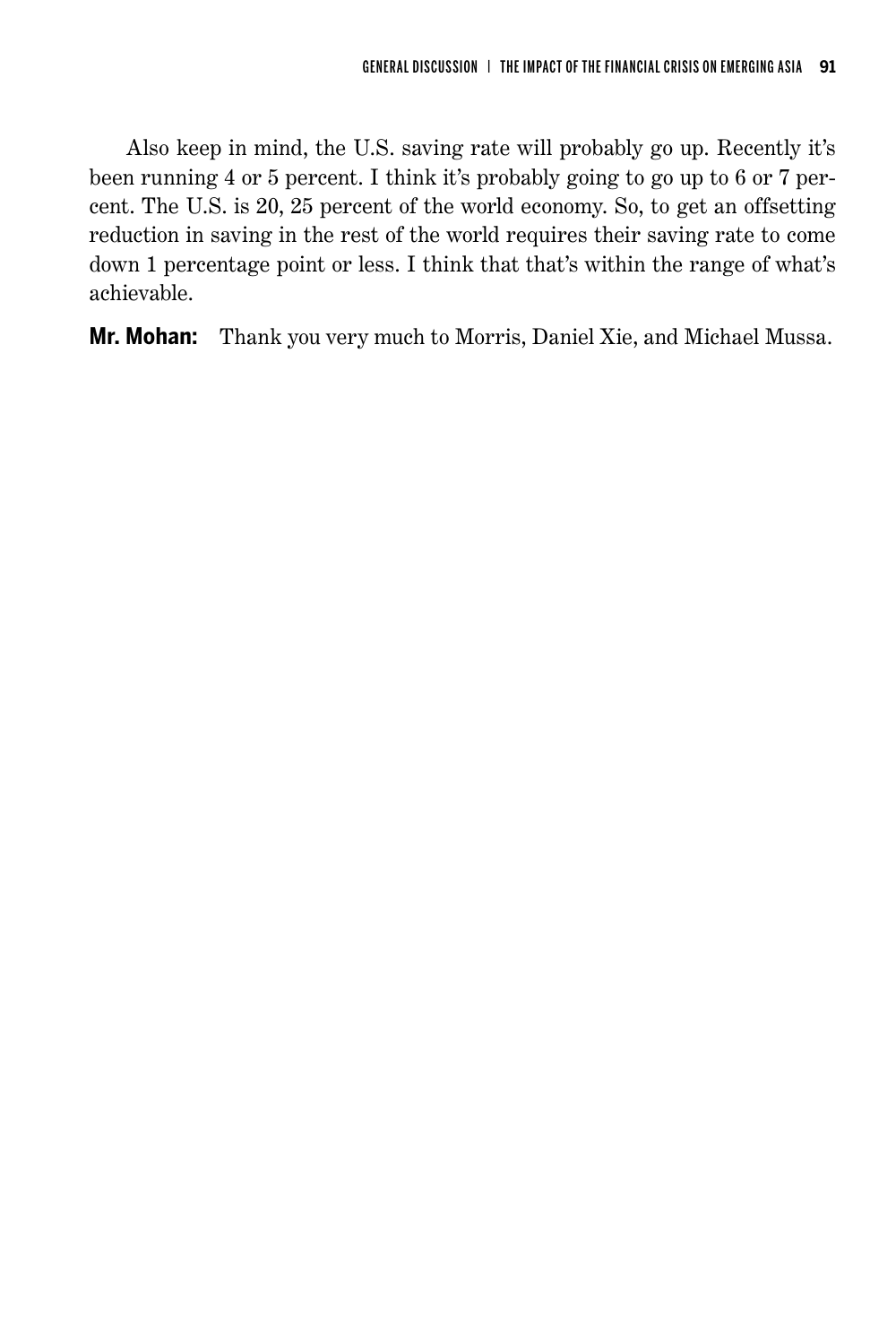Also keep in mind, the U.S. saving rate will probably go up. Recently it's been running 4 or 5 percent. I think it's probably going to go up to 6 or 7 percent. The U.S. is 20, 25 percent of the world economy. So, to get an offsetting reduction in saving in the rest of the world requires their saving rate to come down 1 percentage point or less. I think that that's within the range of what's achievable.

**Mr. Mohan:** Thank you very much to Morris, Daniel Xie, and Michael Mussa.